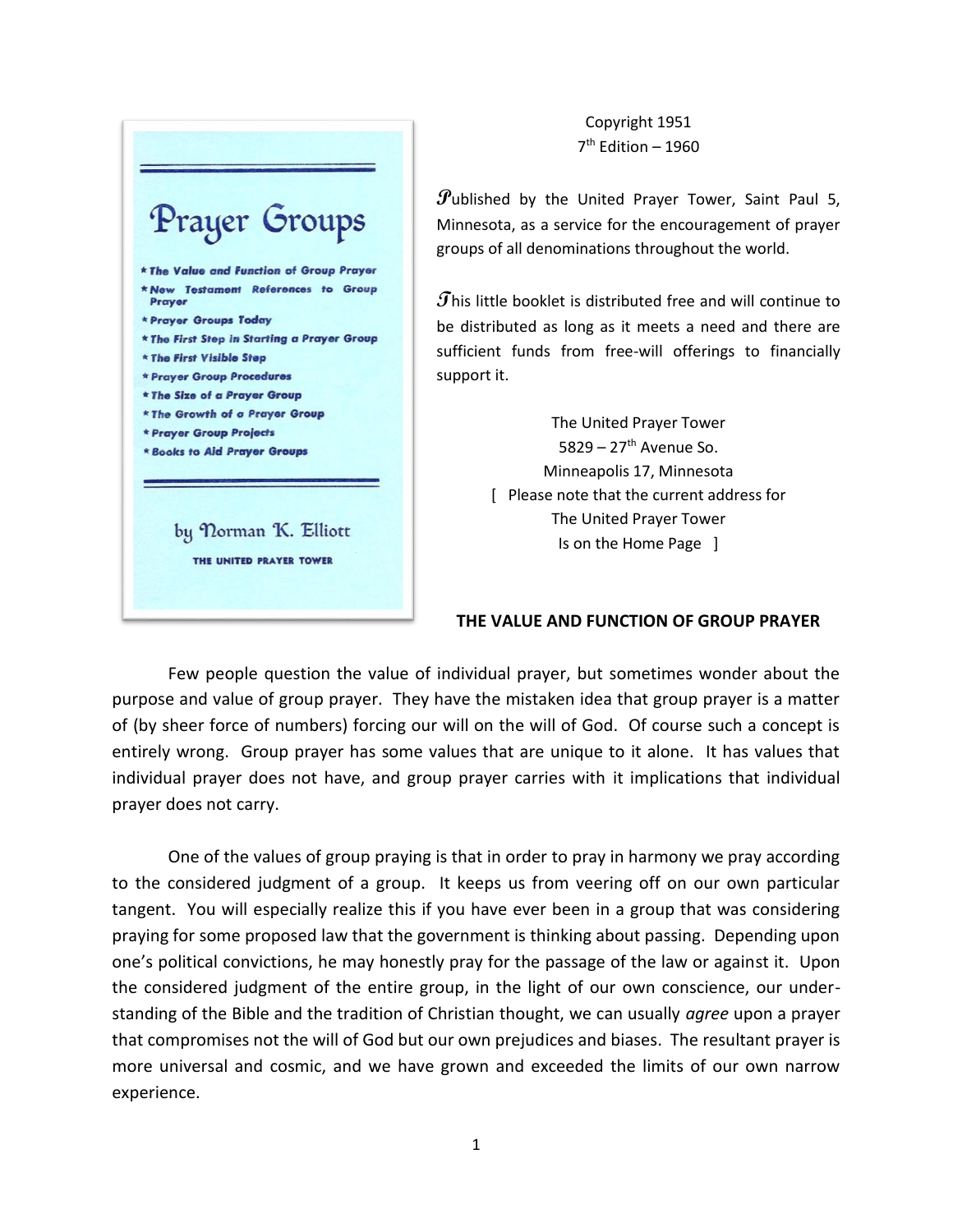# Prayer Groups

* The Value and Function of Group Prayer
* New Testament References to Group Prayer
* Prayer Groups Today
* The First Step in Starting a Prayer Group
* The First Visible Step
* Prayer Group Procedures
* The Size of a Prayer Group
* The Growth of a Prayer Group
* Prayer Group Projects
* Books to Aid Prayer Groups

by Norman K. Elliott

THE UNITED PRAYER TOWER

Copyright 1951
7th Edition – 1960

Published by the United Prayer Tower, Saint Paul 5, Minnesota, as a service for the encouragement of prayer groups of all denominations throughout the world.

This little booklet is distributed free and will continue to be distributed as long as it meets a need and there are sufficient funds from free-will offerings to financially support it.

The United Prayer Tower
5829 – 27th Avenue So.
Minneapolis 17, Minnesota
[ Please note that the current address for The United Prayer Tower Is on the Home Page ]

## THE VALUE AND FUNCTION OF GROUP PRAYER

Few people question the value of individual prayer, but sometimes wonder about the purpose and value of group prayer. They have the mistaken idea that group prayer is a matter of (by sheer force of numbers) forcing our will on the will of God. Of course such a concept is entirely wrong. Group prayer has some values that are unique to it alone. It has values that individual prayer does not have, and group prayer carries with it implications that individual prayer does not carry.

One of the values of group praying is that in order to pray in harmony we pray according to the considered judgment of a group. It keeps us from veering off on our own particular tangent. You will especially realize this if you have ever been in a group that was considering praying for some proposed law that the government is thinking about passing. Depending upon one's political convictions, he may honestly pray for the passage of the law or against it. Upon the considered judgment of the entire group, in the light of our own conscience, our understanding of the Bible and the tradition of Christian thought, we can usually *agree* upon a prayer that compromises not the will of God but our own prejudices and biases. The resultant prayer is more universal and cosmic, and we have grown and exceeded the limits of our own narrow experience.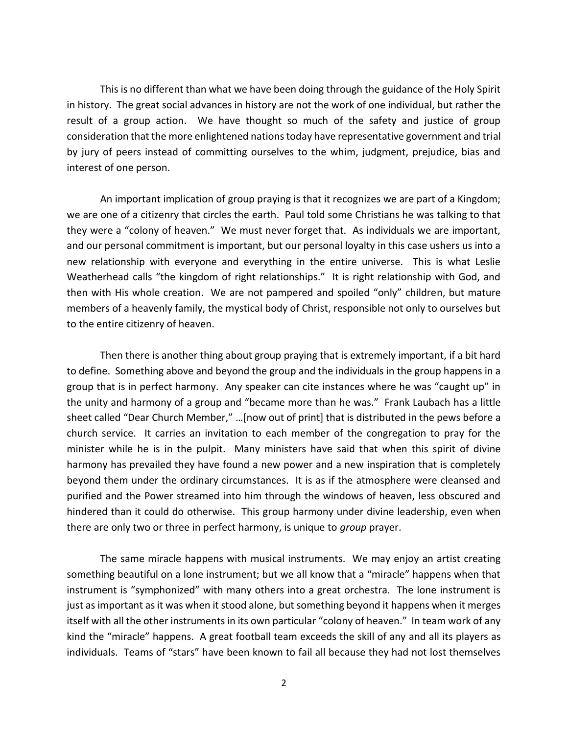This is no different than what we have been doing through the guidance of the Holy Spirit in history. The great social advances in history are not the work of one individual, but rather the result of a group action. We have thought so much of the safety and justice of group consideration that the more enlightened nations today have representative government and trial by jury of peers instead of committing ourselves to the whim, judgment, prejudice, bias and interest of one person.

An important implication of group praying is that it recognizes we are part of a Kingdom; we are one of a citizenry that circles the earth. Paul told some Christians he was talking to that they were a "colony of heaven." We must never forget that. As individuals we are important, and our personal commitment is important, but our personal loyalty in this case ushers us into a new relationship with everyone and everything in the entire universe. This is what Leslie Weatherhead calls "the kingdom of right relationships." It is right relationship with God, and then with His whole creation. We are not pampered and spoiled "only" children, but mature members of a heavenly family, the mystical body of Christ, responsible not only to ourselves but to the entire citizenry of heaven.

Then there is another thing about group praying that is extremely important, if a bit hard to define. Something above and beyond the group and the individuals in the group happens in a group that is in perfect harmony. Any speaker can cite instances where he was "caught up" in the unity and harmony of a group and "became more than he was." Frank Laubach has a little sheet called "Dear Church Member," …[now out of print] that is distributed in the pews before a church service. It carries an invitation to each member of the congregation to pray for the minister while he is in the pulpit. Many ministers have said that when this spirit of divine harmony has prevailed they have found a new power and a new inspiration that is completely beyond them under the ordinary circumstances. It is as if the atmosphere were cleansed and purified and the Power streamed into him through the windows of heaven, less obscured and hindered than it could do otherwise. This group harmony under divine leadership, even when there are only two or three in perfect harmony, is unique to *group* prayer.

The same miracle happens with musical instruments. We may enjoy an artist creating something beautiful on a lone instrument; but we all know that a "miracle" happens when that instrument is "symphonized" with many others into a great orchestra. The lone instrument is just as important as it was when it stood alone, but something beyond it happens when it merges itself with all the other instruments in its own particular "colony of heaven." In team work of any kind the "miracle" happens. A great football team exceeds the skill of any and all its players as individuals. Teams of "stars" have been known to fail all because they had not lost themselves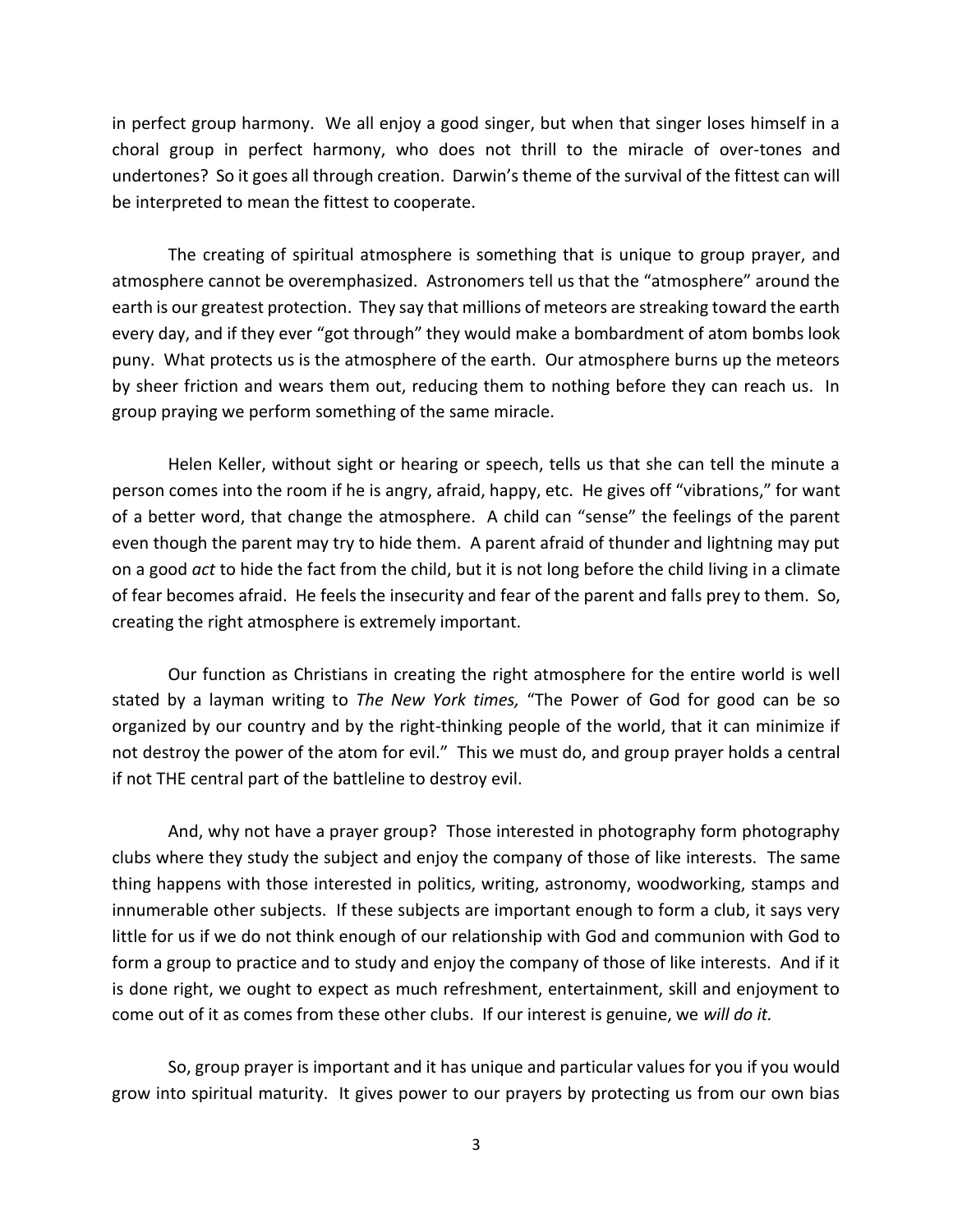in perfect group harmony. We all enjoy a good singer, but when that singer loses himself in a choral group in perfect harmony, who does not thrill to the miracle of over-tones and undertones? So it goes all through creation. Darwin's theme of the survival of the fittest can will be interpreted to mean the fittest to cooperate.

The creating of spiritual atmosphere is something that is unique to group prayer, and atmosphere cannot be overemphasized. Astronomers tell us that the "atmosphere" around the earth is our greatest protection. They say that millions of meteors are streaking toward the earth every day, and if they ever "got through" they would make a bombardment of atom bombs look puny. What protects us is the atmosphere of the earth. Our atmosphere burns up the meteors by sheer friction and wears them out, reducing them to nothing before they can reach us. In group praying we perform something of the same miracle.

Helen Keller, without sight or hearing or speech, tells us that she can tell the minute a person comes into the room if he is angry, afraid, happy, etc. He gives off "vibrations," for want of a better word, that change the atmosphere. A child can "sense" the feelings of the parent even though the parent may try to hide them. A parent afraid of thunder and lightning may put on a good *act* to hide the fact from the child, but it is not long before the child living in a climate of fear becomes afraid. He feels the insecurity and fear of the parent and falls prey to them. So, creating the right atmosphere is extremely important.

Our function as Christians in creating the right atmosphere for the entire world is well stated by a layman writing to *The New York times,* "The Power of God for good can be so organized by our country and by the right-thinking people of the world, that it can minimize if not destroy the power of the atom for evil." This we must do, and group prayer holds a central if not THE central part of the battleline to destroy evil.

And, why not have a prayer group? Those interested in photography form photography clubs where they study the subject and enjoy the company of those of like interests. The same thing happens with those interested in politics, writing, astronomy, woodworking, stamps and innumerable other subjects. If these subjects are important enough to form a club, it says very little for us if we do not think enough of our relationship with God and communion with God to form a group to practice and to study and enjoy the company of those of like interests. And if it is done right, we ought to expect as much refreshment, entertainment, skill and enjoyment to come out of it as comes from these other clubs. If our interest is genuine, we *will do it.*

So, group prayer is important and it has unique and particular values for you if you would grow into spiritual maturity. It gives power to our prayers by protecting us from our own bias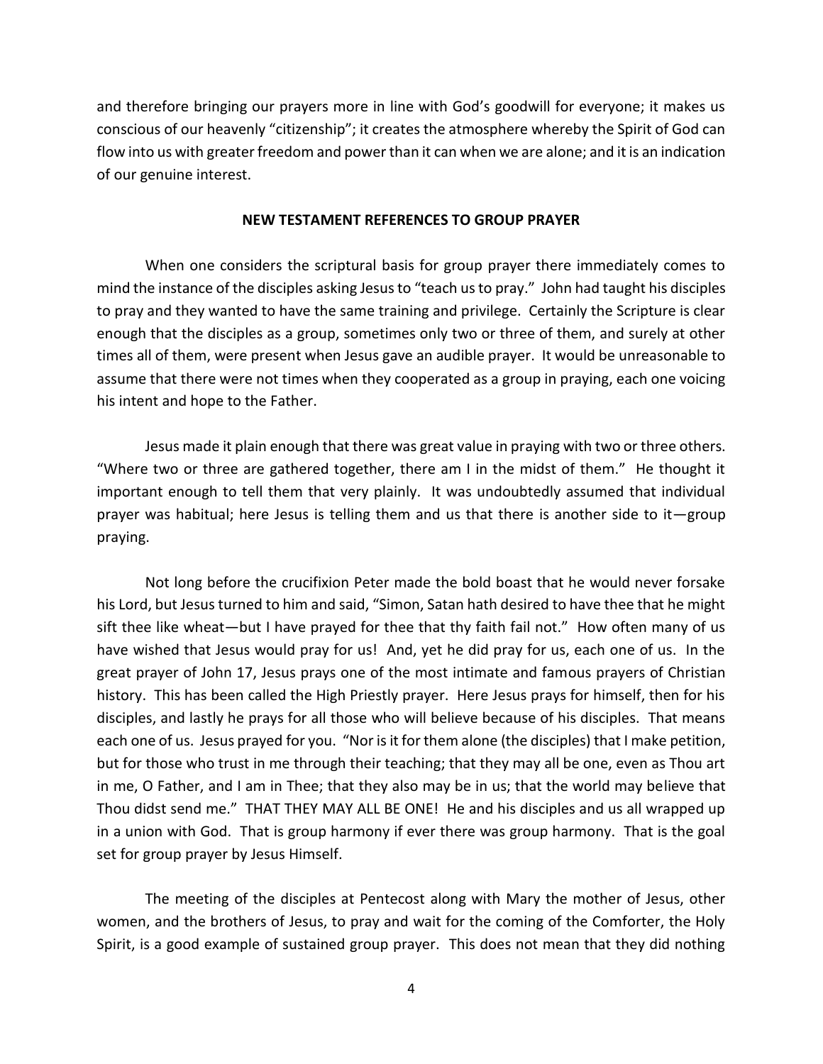and therefore bringing our prayers more in line with God's goodwill for everyone; it makes us conscious of our heavenly "citizenship"; it creates the atmosphere whereby the Spirit of God can flow into us with greater freedom and power than it can when we are alone; and it is an indication of our genuine interest.

## NEW TESTAMENT REFERENCES TO GROUP PRAYER

When one considers the scriptural basis for group prayer there immediately comes to mind the instance of the disciples asking Jesus to "teach us to pray." John had taught his disciples to pray and they wanted to have the same training and privilege. Certainly the Scripture is clear enough that the disciples as a group, sometimes only two or three of them, and surely at other times all of them, were present when Jesus gave an audible prayer. It would be unreasonable to assume that there were not times when they cooperated as a group in praying, each one voicing his intent and hope to the Father.

Jesus made it plain enough that there was great value in praying with two or three others. "Where two or three are gathered together, there am I in the midst of them." He thought it important enough to tell them that very plainly. It was undoubtedly assumed that individual prayer was habitual; here Jesus is telling them and us that there is another side to it—group praying.

Not long before the crucifixion Peter made the bold boast that he would never forsake his Lord, but Jesus turned to him and said, "Simon, Satan hath desired to have thee that he might sift thee like wheat—but I have prayed for thee that thy faith fail not." How often many of us have wished that Jesus would pray for us! And, yet he did pray for us, each one of us. In the great prayer of John 17, Jesus prays one of the most intimate and famous prayers of Christian history. This has been called the High Priestly prayer. Here Jesus prays for himself, then for his disciples, and lastly he prays for all those who will believe because of his disciples. That means each one of us. Jesus prayed for you. "Nor is it for them alone (the disciples) that I make petition, but for those who trust in me through their teaching; that they may all be one, even as Thou art in me, O Father, and I am in Thee; that they also may be in us; that the world may believe that Thou didst send me." THAT THEY MAY ALL BE ONE! He and his disciples and us all wrapped up in a union with God. That is group harmony if ever there was group harmony. That is the goal set for group prayer by Jesus Himself.

The meeting of the disciples at Pentecost along with Mary the mother of Jesus, other women, and the brothers of Jesus, to pray and wait for the coming of the Comforter, the Holy Spirit, is a good example of sustained group prayer. This does not mean that they did nothing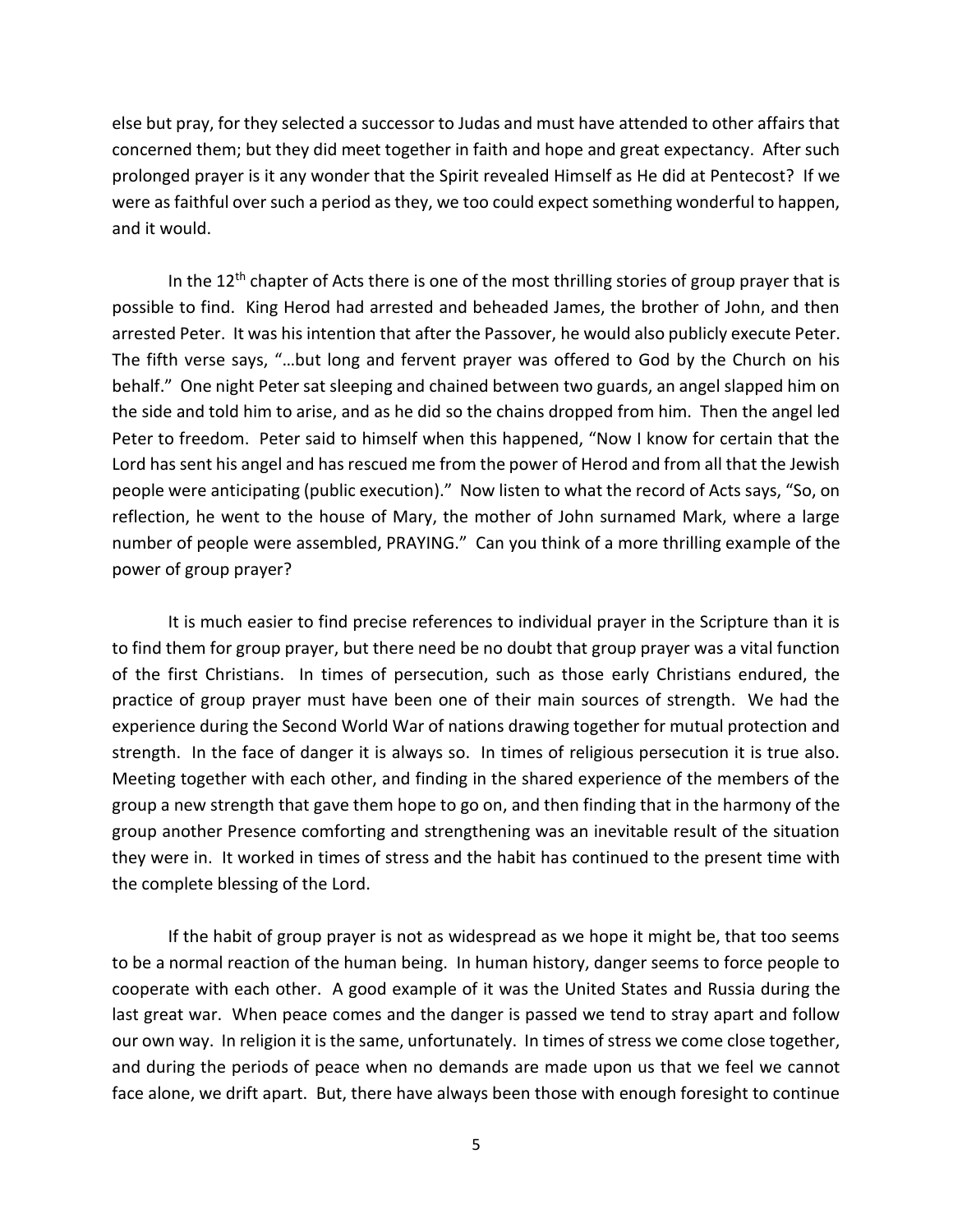else but pray, for they selected a successor to Judas and must have attended to other affairs that concerned them; but they did meet together in faith and hope and great expectancy. After such prolonged prayer is it any wonder that the Spirit revealed Himself as He did at Pentecost? If we were as faithful over such a period as they, we too could expect something wonderful to happen, and it would.

In the 12th chapter of Acts there is one of the most thrilling stories of group prayer that is possible to find. King Herod had arrested and beheaded James, the brother of John, and then arrested Peter. It was his intention that after the Passover, he would also publicly execute Peter. The fifth verse says, "…but long and fervent prayer was offered to God by the Church on his behalf." One night Peter sat sleeping and chained between two guards, an angel slapped him on the side and told him to arise, and as he did so the chains dropped from him. Then the angel led Peter to freedom. Peter said to himself when this happened, "Now I know for certain that the Lord has sent his angel and has rescued me from the power of Herod and from all that the Jewish people were anticipating (public execution)." Now listen to what the record of Acts says, "So, on reflection, he went to the house of Mary, the mother of John surnamed Mark, where a large number of people were assembled, PRAYING." Can you think of a more thrilling example of the power of group prayer?

It is much easier to find precise references to individual prayer in the Scripture than it is to find them for group prayer, but there need be no doubt that group prayer was a vital function of the first Christians. In times of persecution, such as those early Christians endured, the practice of group prayer must have been one of their main sources of strength. We had the experience during the Second World War of nations drawing together for mutual protection and strength. In the face of danger it is always so. In times of religious persecution it is true also. Meeting together with each other, and finding in the shared experience of the members of the group a new strength that gave them hope to go on, and then finding that in the harmony of the group another Presence comforting and strengthening was an inevitable result of the situation they were in. It worked in times of stress and the habit has continued to the present time with the complete blessing of the Lord.

If the habit of group prayer is not as widespread as we hope it might be, that too seems to be a normal reaction of the human being. In human history, danger seems to force people to cooperate with each other. A good example of it was the United States and Russia during the last great war. When peace comes and the danger is passed we tend to stray apart and follow our own way. In religion it is the same, unfortunately. In times of stress we come close together, and during the periods of peace when no demands are made upon us that we feel we cannot face alone, we drift apart. But, there have always been those with enough foresight to continue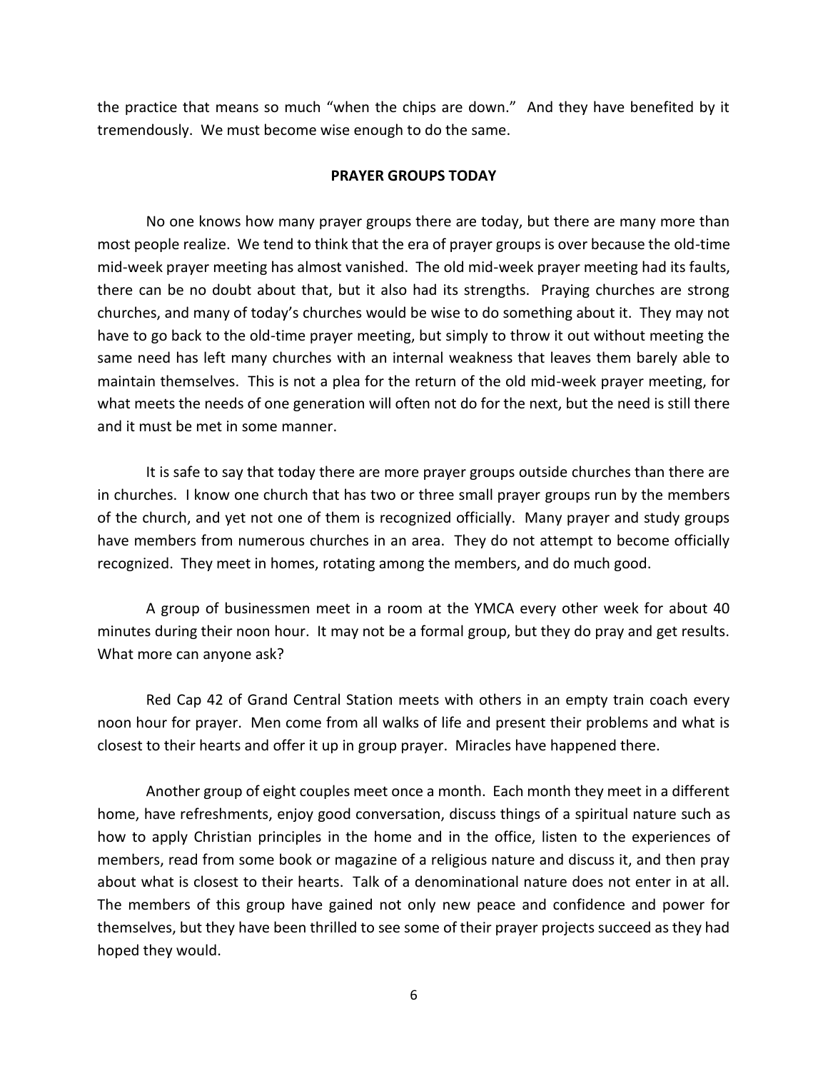the practice that means so much "when the chips are down." And they have benefited by it tremendously. We must become wise enough to do the same.

## PRAYER GROUPS TODAY

No one knows how many prayer groups there are today, but there are many more than most people realize. We tend to think that the era of prayer groups is over because the old-time mid-week prayer meeting has almost vanished. The old mid-week prayer meeting had its faults, there can be no doubt about that, but it also had its strengths. Praying churches are strong churches, and many of today's churches would be wise to do something about it. They may not have to go back to the old-time prayer meeting, but simply to throw it out without meeting the same need has left many churches with an internal weakness that leaves them barely able to maintain themselves. This is not a plea for the return of the old mid-week prayer meeting, for what meets the needs of one generation will often not do for the next, but the need is still there and it must be met in some manner.

It is safe to say that today there are more prayer groups outside churches than there are in churches. I know one church that has two or three small prayer groups run by the members of the church, and yet not one of them is recognized officially. Many prayer and study groups have members from numerous churches in an area. They do not attempt to become officially recognized. They meet in homes, rotating among the members, and do much good.

A group of businessmen meet in a room at the YMCA every other week for about 40 minutes during their noon hour. It may not be a formal group, but they do pray and get results. What more can anyone ask?

Red Cap 42 of Grand Central Station meets with others in an empty train coach every noon hour for prayer. Men come from all walks of life and present their problems and what is closest to their hearts and offer it up in group prayer. Miracles have happened there.

Another group of eight couples meet once a month. Each month they meet in a different home, have refreshments, enjoy good conversation, discuss things of a spiritual nature such as how to apply Christian principles in the home and in the office, listen to the experiences of members, read from some book or magazine of a religious nature and discuss it, and then pray about what is closest to their hearts. Talk of a denominational nature does not enter in at all. The members of this group have gained not only new peace and confidence and power for themselves, but they have been thrilled to see some of their prayer projects succeed as they had hoped they would.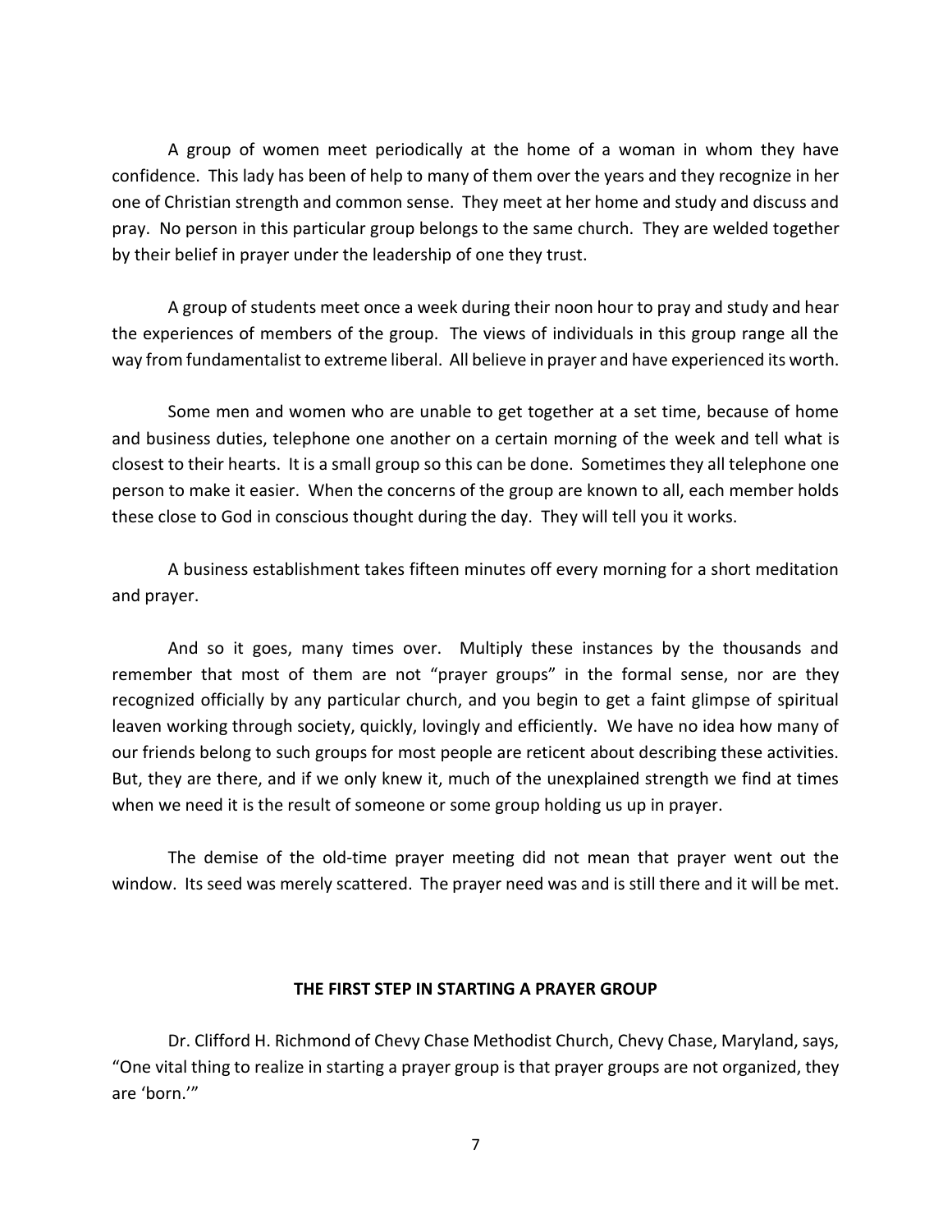A group of women meet periodically at the home of a woman in whom they have confidence. This lady has been of help to many of them over the years and they recognize in her one of Christian strength and common sense. They meet at her home and study and discuss and pray. No person in this particular group belongs to the same church. They are welded together by their belief in prayer under the leadership of one they trust.

A group of students meet once a week during their noon hour to pray and study and hear the experiences of members of the group. The views of individuals in this group range all the way from fundamentalist to extreme liberal. All believe in prayer and have experienced its worth.

Some men and women who are unable to get together at a set time, because of home and business duties, telephone one another on a certain morning of the week and tell what is closest to their hearts. It is a small group so this can be done. Sometimes they all telephone one person to make it easier. When the concerns of the group are known to all, each member holds these close to God in conscious thought during the day. They will tell you it works.

A business establishment takes fifteen minutes off every morning for a short meditation and prayer.

And so it goes, many times over. Multiply these instances by the thousands and remember that most of them are not "prayer groups" in the formal sense, nor are they recognized officially by any particular church, and you begin to get a faint glimpse of spiritual leaven working through society, quickly, lovingly and efficiently. We have no idea how many of our friends belong to such groups for most people are reticent about describing these activities. But, they are there, and if we only knew it, much of the unexplained strength we find at times when we need it is the result of someone or some group holding us up in prayer.

The demise of the old-time prayer meeting did not mean that prayer went out the window. Its seed was merely scattered. The prayer need was and is still there and it will be met.

## THE FIRST STEP IN STARTING A PRAYER GROUP

Dr. Clifford H. Richmond of Chevy Chase Methodist Church, Chevy Chase, Maryland, says, "One vital thing to realize in starting a prayer group is that prayer groups are not organized, they are 'born.'"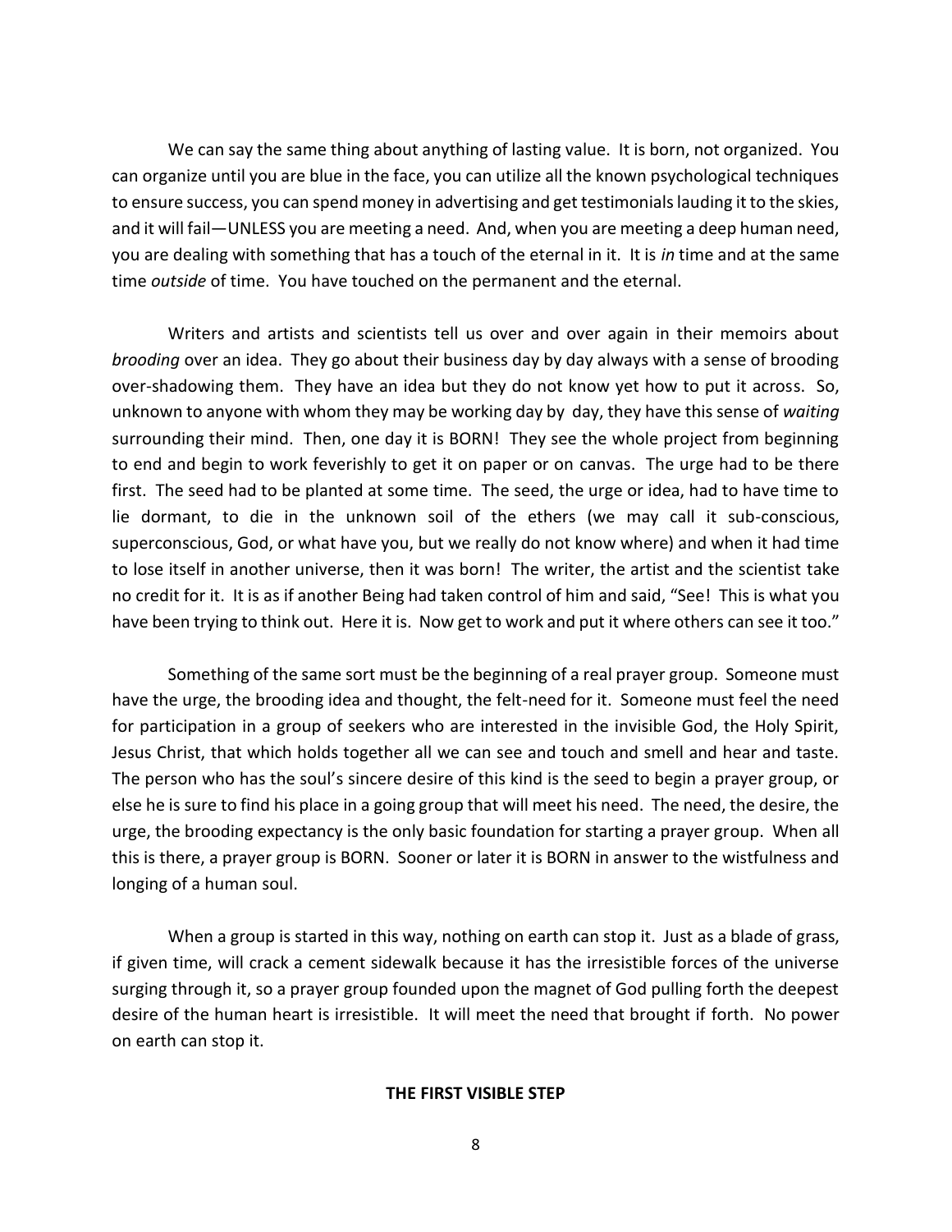We can say the same thing about anything of lasting value. It is born, not organized. You can organize until you are blue in the face, you can utilize all the known psychological techniques to ensure success, you can spend money in advertising and get testimonials lauding it to the skies, and it will fail—UNLESS you are meeting a need. And, when you are meeting a deep human need, you are dealing with something that has a touch of the eternal in it. It is *in* time and at the same time *outside* of time. You have touched on the permanent and the eternal.

Writers and artists and scientists tell us over and over again in their memoirs about *brooding* over an idea. They go about their business day by day always with a sense of brooding over-shadowing them. They have an idea but they do not know yet how to put it across. So, unknown to anyone with whom they may be working day by day, they have this sense of *waiting* surrounding their mind. Then, one day it is BORN! They see the whole project from beginning to end and begin to work feverishly to get it on paper or on canvas. The urge had to be there first. The seed had to be planted at some time. The seed, the urge or idea, had to have time to lie dormant, to die in the unknown soil of the ethers (we may call it sub-conscious, superconscious, God, or what have you, but we really do not know where) and when it had time to lose itself in another universe, then it was born! The writer, the artist and the scientist take no credit for it. It is as if another Being had taken control of him and said, "See! This is what you have been trying to think out. Here it is. Now get to work and put it where others can see it too."

Something of the same sort must be the beginning of a real prayer group. Someone must have the urge, the brooding idea and thought, the felt-need for it. Someone must feel the need for participation in a group of seekers who are interested in the invisible God, the Holy Spirit, Jesus Christ, that which holds together all we can see and touch and smell and hear and taste. The person who has the soul's sincere desire of this kind is the seed to begin a prayer group, or else he is sure to find his place in a going group that will meet his need. The need, the desire, the urge, the brooding expectancy is the only basic foundation for starting a prayer group. When all this is there, a prayer group is BORN. Sooner or later it is BORN in answer to the wistfulness and longing of a human soul.

When a group is started in this way, nothing on earth can stop it. Just as a blade of grass, if given time, will crack a cement sidewalk because it has the irresistible forces of the universe surging through it, so a prayer group founded upon the magnet of God pulling forth the deepest desire of the human heart is irresistible. It will meet the need that brought if forth. No power on earth can stop it.

## THE FIRST VISIBLE STEP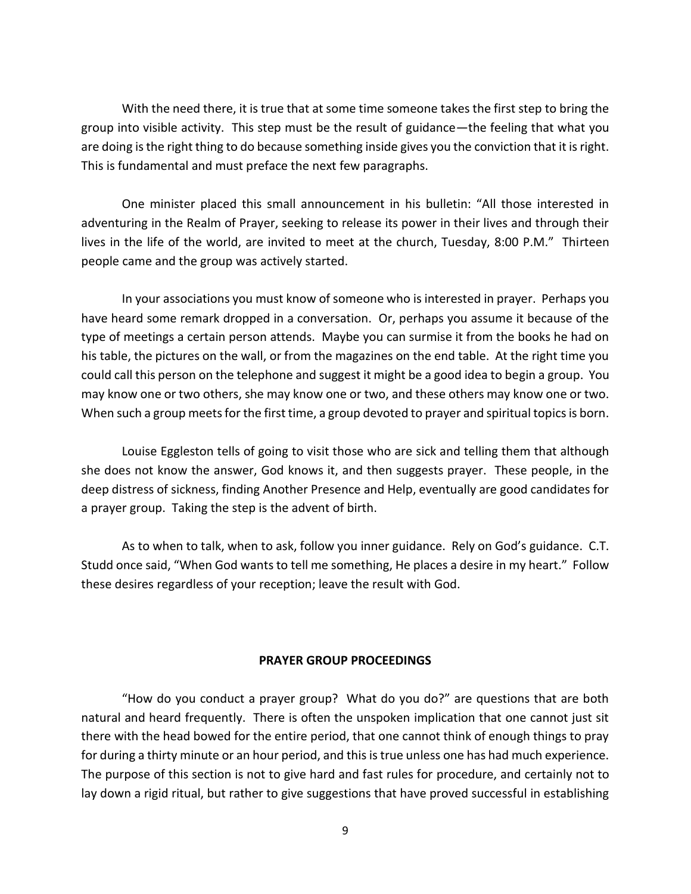With the need there, it is true that at some time someone takes the first step to bring the group into visible activity. This step must be the result of guidance—the feeling that what you are doing is the right thing to do because something inside gives you the conviction that it is right. This is fundamental and must preface the next few paragraphs.

One minister placed this small announcement in his bulletin: "All those interested in adventuring in the Realm of Prayer, seeking to release its power in their lives and through their lives in the life of the world, are invited to meet at the church, Tuesday, 8:00 P.M." Thirteen people came and the group was actively started.

In your associations you must know of someone who is interested in prayer. Perhaps you have heard some remark dropped in a conversation. Or, perhaps you assume it because of the type of meetings a certain person attends. Maybe you can surmise it from the books he had on his table, the pictures on the wall, or from the magazines on the end table. At the right time you could call this person on the telephone and suggest it might be a good idea to begin a group. You may know one or two others, she may know one or two, and these others may know one or two. When such a group meets for the first time, a group devoted to prayer and spiritual topics is born.

Louise Eggleston tells of going to visit those who are sick and telling them that although she does not know the answer, God knows it, and then suggests prayer. These people, in the deep distress of sickness, finding Another Presence and Help, eventually are good candidates for a prayer group. Taking the step is the advent of birth.

As to when to talk, when to ask, follow you inner guidance. Rely on God's guidance. C.T. Studd once said, "When God wants to tell me something, He places a desire in my heart." Follow these desires regardless of your reception; leave the result with God.

## PRAYER GROUP PROCEEDINGS

"How do you conduct a prayer group? What do you do?" are questions that are both natural and heard frequently. There is often the unspoken implication that one cannot just sit there with the head bowed for the entire period, that one cannot think of enough things to pray for during a thirty minute or an hour period, and this is true unless one has had much experience. The purpose of this section is not to give hard and fast rules for procedure, and certainly not to lay down a rigid ritual, but rather to give suggestions that have proved successful in establishing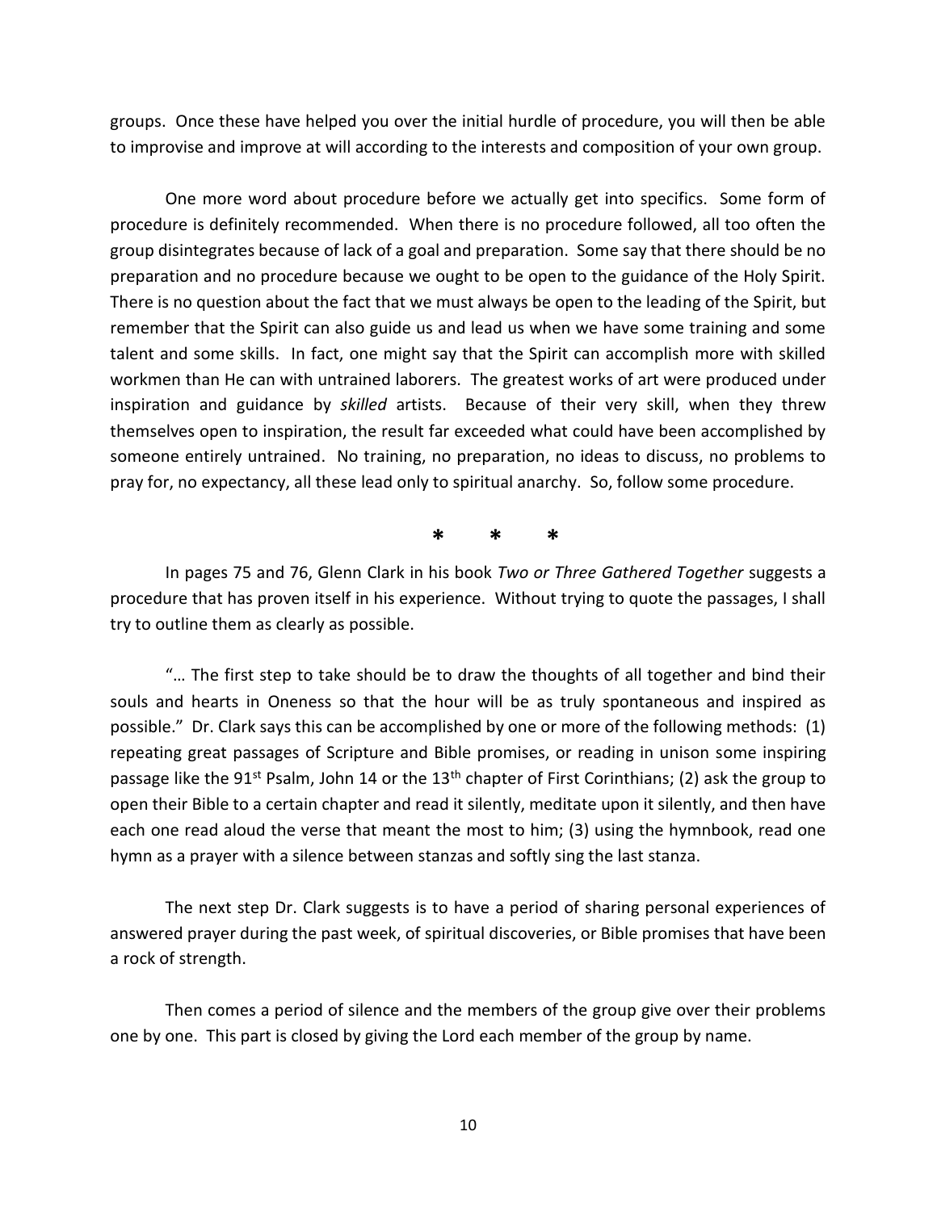groups. Once these have helped you over the initial hurdle of procedure, you will then be able to improvise and improve at will according to the interests and composition of your own group.

One more word about procedure before we actually get into specifics. Some form of procedure is definitely recommended. When there is no procedure followed, all too often the group disintegrates because of lack of a goal and preparation. Some say that there should be no preparation and no procedure because we ought to be open to the guidance of the Holy Spirit. There is no question about the fact that we must always be open to the leading of the Spirit, but remember that the Spirit can also guide us and lead us when we have some training and some talent and some skills. In fact, one might say that the Spirit can accomplish more with skilled workmen than He can with untrained laborers. The greatest works of art were produced under inspiration and guidance by *skilled* artists. Because of their very skill, when they threw themselves open to inspiration, the result far exceeded what could have been accomplished by someone entirely untrained. No training, no preparation, no ideas to discuss, no problems to pray for, no expectancy, all these lead only to spiritual anarchy. So, follow some procedure.

\* \* \*

In pages 75 and 76, Glenn Clark in his book *Two or Three Gathered Together* suggests a procedure that has proven itself in his experience. Without trying to quote the passages, I shall try to outline them as clearly as possible.

"… The first step to take should be to draw the thoughts of all together and bind their souls and hearts in Oneness so that the hour will be as truly spontaneous and inspired as possible." Dr. Clark says this can be accomplished by one or more of the following methods: (1) repeating great passages of Scripture and Bible promises, or reading in unison some inspiring passage like the 91st Psalm, John 14 or the 13th chapter of First Corinthians; (2) ask the group to open their Bible to a certain chapter and read it silently, meditate upon it silently, and then have each one read aloud the verse that meant the most to him; (3) using the hymnbook, read one hymn as a prayer with a silence between stanzas and softly sing the last stanza.

The next step Dr. Clark suggests is to have a period of sharing personal experiences of answered prayer during the past week, of spiritual discoveries, or Bible promises that have been a rock of strength.

Then comes a period of silence and the members of the group give over their problems one by one. This part is closed by giving the Lord each member of the group by name.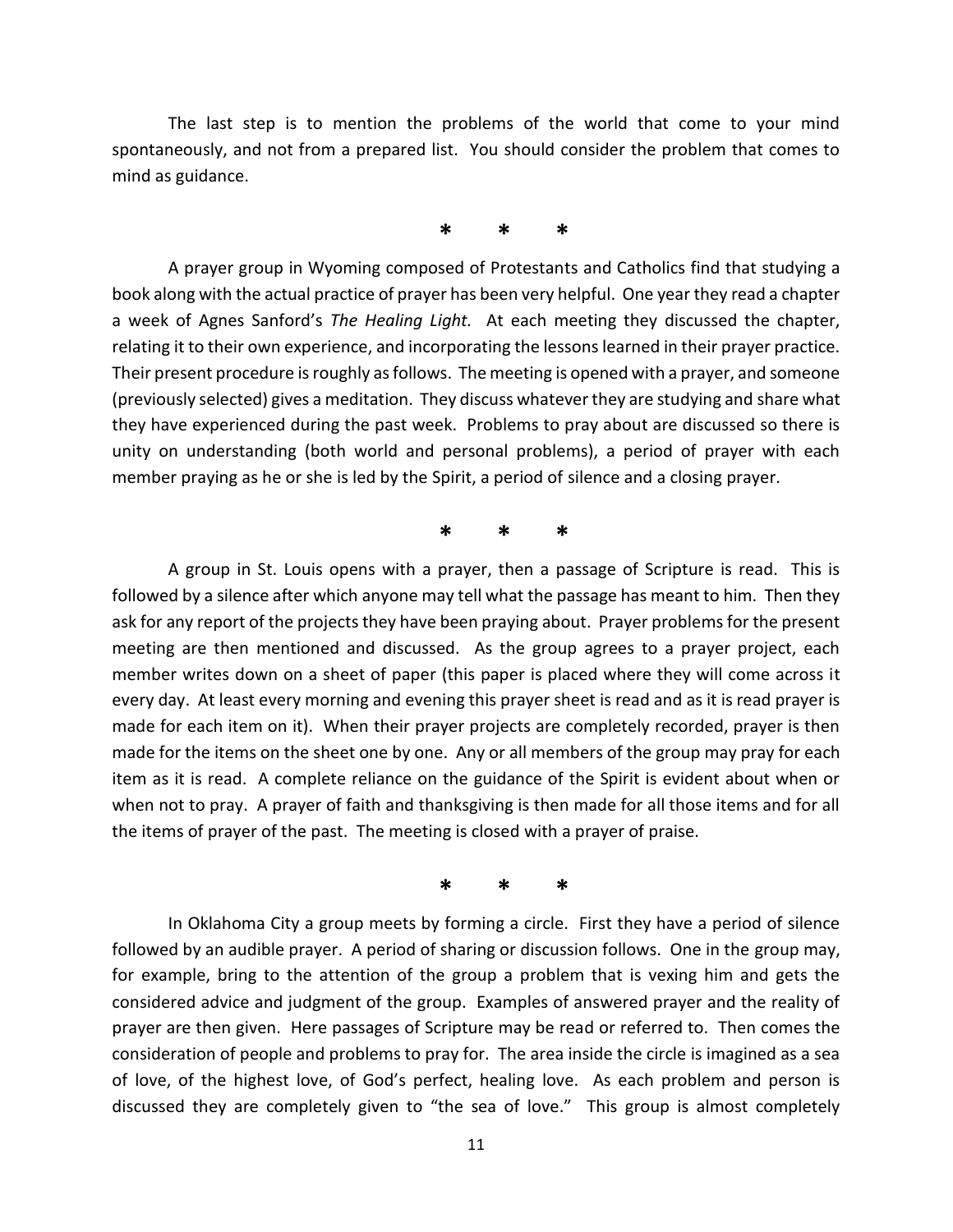The last step is to mention the problems of the world that come to your mind spontaneously, and not from a prepared list. You should consider the problem that comes to mind as guidance.

\*  \*  \*

A prayer group in Wyoming composed of Protestants and Catholics find that studying a book along with the actual practice of prayer has been very helpful. One year they read a chapter a week of Agnes Sanford's *The Healing Light.* At each meeting they discussed the chapter, relating it to their own experience, and incorporating the lessons learned in their prayer practice. Their present procedure is roughly as follows. The meeting is opened with a prayer, and someone (previously selected) gives a meditation. They discuss whatever they are studying and share what they have experienced during the past week. Problems to pray about are discussed so there is unity on understanding (both world and personal problems), a period of prayer with each member praying as he or she is led by the Spirit, a period of silence and a closing prayer.

\*  \*  \*

A group in St. Louis opens with a prayer, then a passage of Scripture is read. This is followed by a silence after which anyone may tell what the passage has meant to him. Then they ask for any report of the projects they have been praying about. Prayer problems for the present meeting are then mentioned and discussed. As the group agrees to a prayer project, each member writes down on a sheet of paper (this paper is placed where they will come across it every day. At least every morning and evening this prayer sheet is read and as it is read prayer is made for each item on it). When their prayer projects are completely recorded, prayer is then made for the items on the sheet one by one. Any or all members of the group may pray for each item as it is read. A complete reliance on the guidance of the Spirit is evident about when or when not to pray. A prayer of faith and thanksgiving is then made for all those items and for all the items of prayer of the past. The meeting is closed with a prayer of praise.

\*  \*  \*

In Oklahoma City a group meets by forming a circle. First they have a period of silence followed by an audible prayer. A period of sharing or discussion follows. One in the group may, for example, bring to the attention of the group a problem that is vexing him and gets the considered advice and judgment of the group. Examples of answered prayer and the reality of prayer are then given. Here passages of Scripture may be read or referred to. Then comes the consideration of people and problems to pray for. The area inside the circle is imagined as a sea of love, of the highest love, of God's perfect, healing love. As each problem and person is discussed they are completely given to "the sea of love." This group is almost completely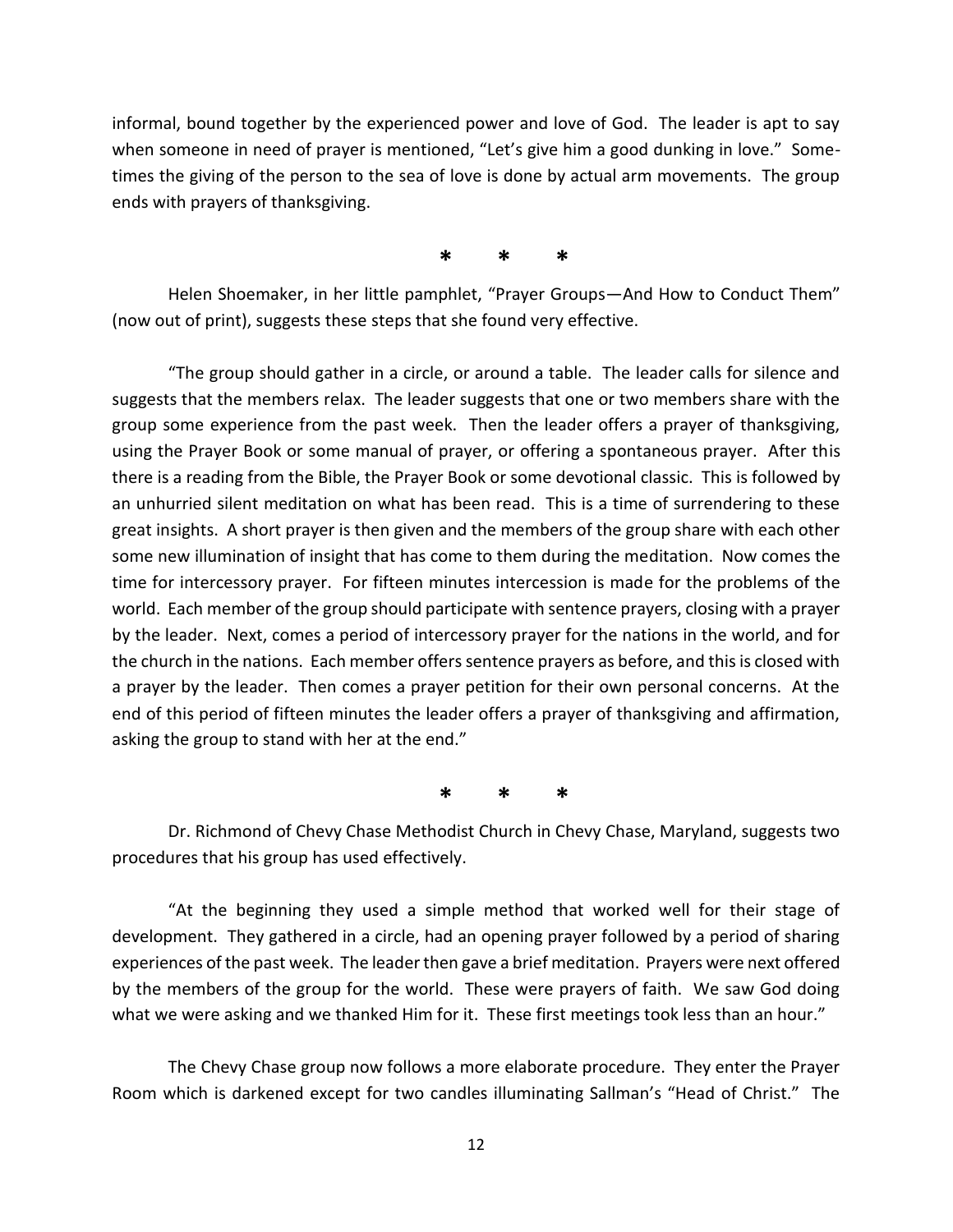informal, bound together by the experienced power and love of God. The leader is apt to say when someone in need of prayer is mentioned, "Let's give him a good dunking in love." Sometimes the giving of the person to the sea of love is done by actual arm movements. The group ends with prayers of thanksgiving.

\* \* \*

Helen Shoemaker, in her little pamphlet, "Prayer Groups—And How to Conduct Them" (now out of print), suggests these steps that she found very effective.

"The group should gather in a circle, or around a table. The leader calls for silence and suggests that the members relax. The leader suggests that one or two members share with the group some experience from the past week. Then the leader offers a prayer of thanksgiving, using the Prayer Book or some manual of prayer, or offering a spontaneous prayer. After this there is a reading from the Bible, the Prayer Book or some devotional classic. This is followed by an unhurried silent meditation on what has been read. This is a time of surrendering to these great insights. A short prayer is then given and the members of the group share with each other some new illumination of insight that has come to them during the meditation. Now comes the time for intercessory prayer. For fifteen minutes intercession is made for the problems of the world. Each member of the group should participate with sentence prayers, closing with a prayer by the leader. Next, comes a period of intercessory prayer for the nations in the world, and for the church in the nations. Each member offers sentence prayers as before, and this is closed with a prayer by the leader. Then comes a prayer petition for their own personal concerns. At the end of this period of fifteen minutes the leader offers a prayer of thanksgiving and affirmation, asking the group to stand with her at the end."

\* \* \*

Dr. Richmond of Chevy Chase Methodist Church in Chevy Chase, Maryland, suggests two procedures that his group has used effectively.

"At the beginning they used a simple method that worked well for their stage of development. They gathered in a circle, had an opening prayer followed by a period of sharing experiences of the past week. The leader then gave a brief meditation. Prayers were next offered by the members of the group for the world. These were prayers of faith. We saw God doing what we were asking and we thanked Him for it. These first meetings took less than an hour."

The Chevy Chase group now follows a more elaborate procedure. They enter the Prayer Room which is darkened except for two candles illuminating Sallman's "Head of Christ." The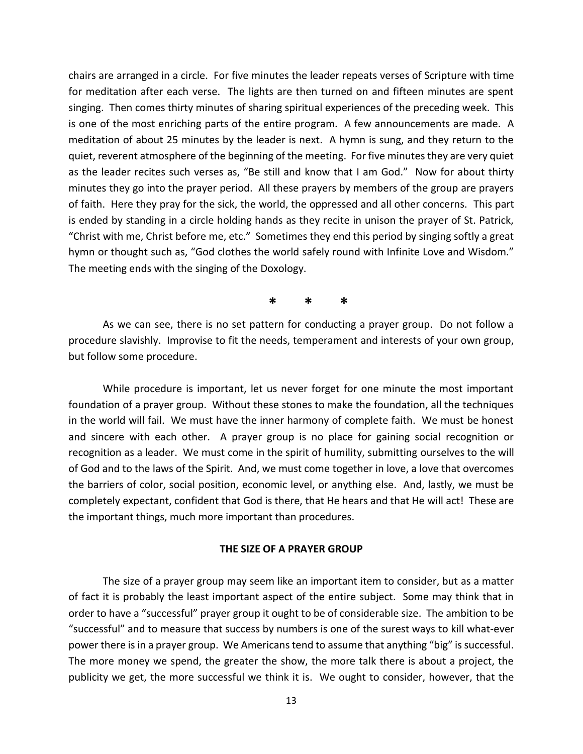chairs are arranged in a circle. For five minutes the leader repeats verses of Scripture with time for meditation after each verse. The lights are then turned on and fifteen minutes are spent singing. Then comes thirty minutes of sharing spiritual experiences of the preceding week. This is one of the most enriching parts of the entire program. A few announcements are made. A meditation of about 25 minutes by the leader is next. A hymn is sung, and they return to the quiet, reverent atmosphere of the beginning of the meeting. For five minutes they are very quiet as the leader recites such verses as, "Be still and know that I am God." Now for about thirty minutes they go into the prayer period. All these prayers by members of the group are prayers of faith. Here they pray for the sick, the world, the oppressed and all other concerns. This part is ended by standing in a circle holding hands as they recite in unison the prayer of St. Patrick, "Christ with me, Christ before me, etc." Sometimes they end this period by singing softly a great hymn or thought such as, "God clothes the world safely round with Infinite Love and Wisdom." The meeting ends with the singing of the Doxology.

\* \* \*

As we can see, there is no set pattern for conducting a prayer group. Do not follow a procedure slavishly. Improvise to fit the needs, temperament and interests of your own group, but follow some procedure.

While procedure is important, let us never forget for one minute the most important foundation of a prayer group. Without these stones to make the foundation, all the techniques in the world will fail. We must have the inner harmony of complete faith. We must be honest and sincere with each other. A prayer group is no place for gaining social recognition or recognition as a leader. We must come in the spirit of humility, submitting ourselves to the will of God and to the laws of the Spirit. And, we must come together in love, a love that overcomes the barriers of color, social position, economic level, or anything else. And, lastly, we must be completely expectant, confident that God is there, that He hears and that He will act! These are the important things, much more important than procedures.

## THE SIZE OF A PRAYER GROUP

The size of a prayer group may seem like an important item to consider, but as a matter of fact it is probably the least important aspect of the entire subject. Some may think that in order to have a "successful" prayer group it ought to be of considerable size. The ambition to be "successful" and to measure that success by numbers is one of the surest ways to kill what-ever power there is in a prayer group. We Americans tend to assume that anything "big" is successful. The more money we spend, the greater the show, the more talk there is about a project, the publicity we get, the more successful we think it is. We ought to consider, however, that the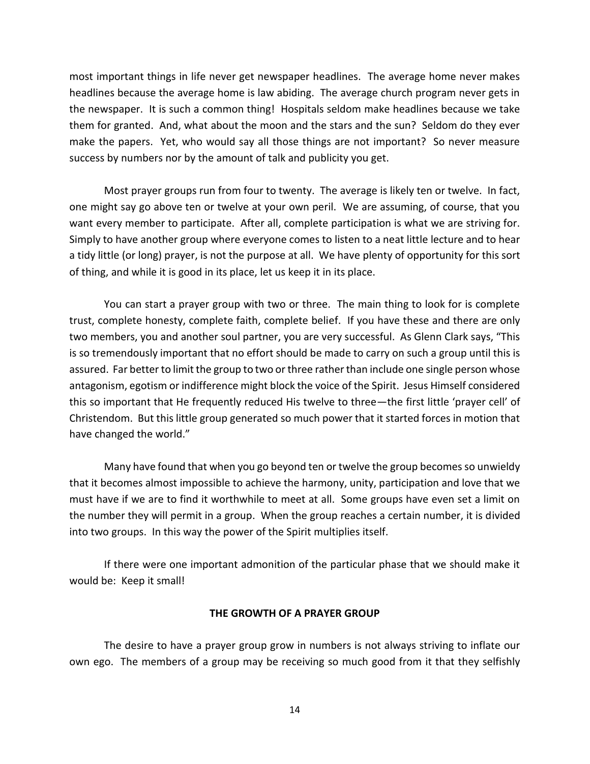most important things in life never get newspaper headlines. The average home never makes headlines because the average home is law abiding. The average church program never gets in the newspaper. It is such a common thing! Hospitals seldom make headlines because we take them for granted. And, what about the moon and the stars and the sun? Seldom do they ever make the papers. Yet, who would say all those things are not important? So never measure success by numbers nor by the amount of talk and publicity you get.

Most prayer groups run from four to twenty. The average is likely ten or twelve. In fact, one might say go above ten or twelve at your own peril. We are assuming, of course, that you want every member to participate. After all, complete participation is what we are striving for. Simply to have another group where everyone comes to listen to a neat little lecture and to hear a tidy little (or long) prayer, is not the purpose at all. We have plenty of opportunity for this sort of thing, and while it is good in its place, let us keep it in its place.

You can start a prayer group with two or three. The main thing to look for is complete trust, complete honesty, complete faith, complete belief. If you have these and there are only two members, you and another soul partner, you are very successful. As Glenn Clark says, "This is so tremendously important that no effort should be made to carry on such a group until this is assured. Far better to limit the group to two or three rather than include one single person whose antagonism, egotism or indifference might block the voice of the Spirit. Jesus Himself considered this so important that He frequently reduced His twelve to three—the first little 'prayer cell' of Christendom. But this little group generated so much power that it started forces in motion that have changed the world."

Many have found that when you go beyond ten or twelve the group becomes so unwieldy that it becomes almost impossible to achieve the harmony, unity, participation and love that we must have if we are to find it worthwhile to meet at all. Some groups have even set a limit on the number they will permit in a group. When the group reaches a certain number, it is divided into two groups. In this way the power of the Spirit multiplies itself.

If there were one important admonition of the particular phase that we should make it would be: Keep it small!

**THE GROWTH OF A PRAYER GROUP**

The desire to have a prayer group grow in numbers is not always striving to inflate our own ego. The members of a group may be receiving so much good from it that they selfishly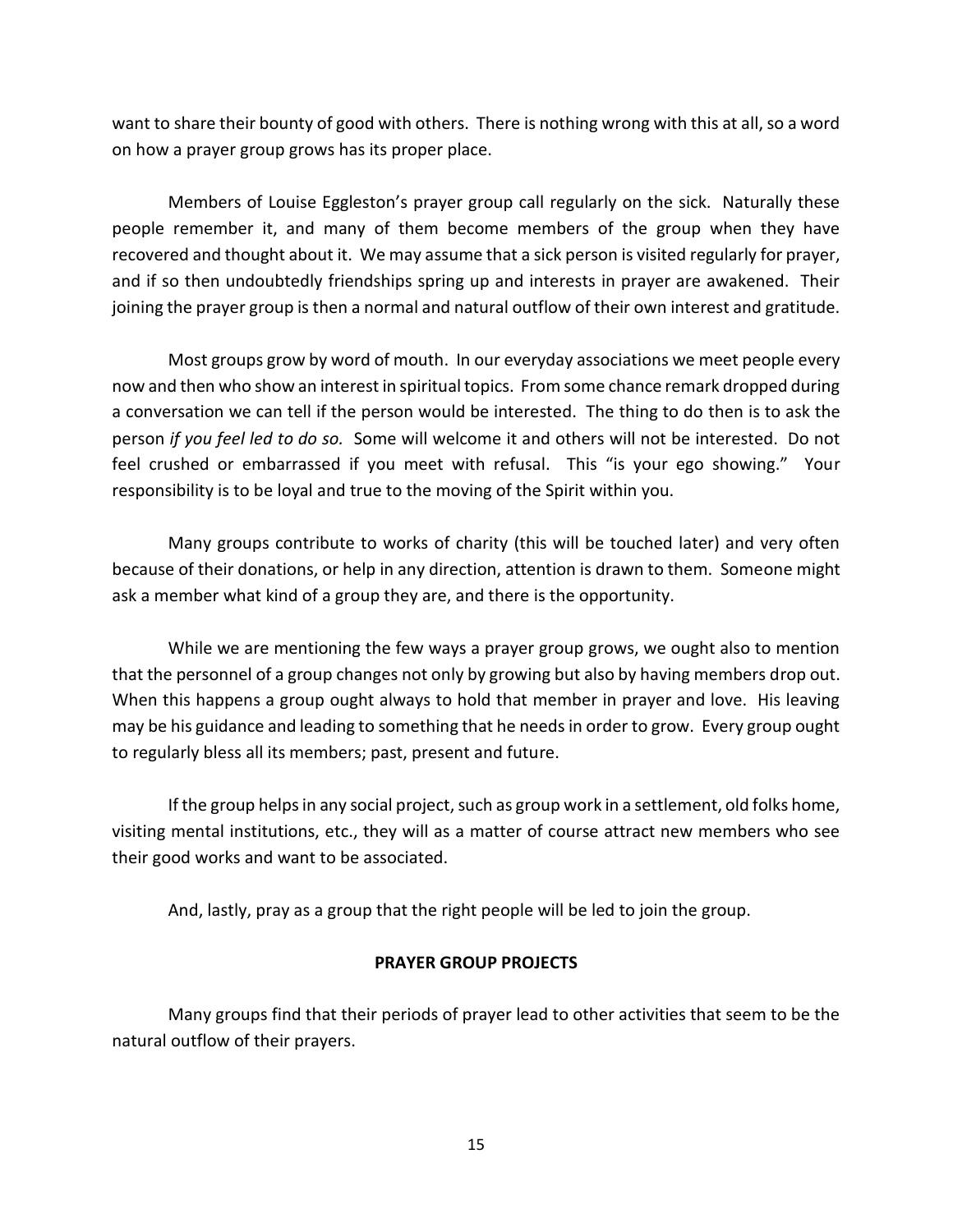want to share their bounty of good with others. There is nothing wrong with this at all, so a word on how a prayer group grows has its proper place.

Members of Louise Eggleston's prayer group call regularly on the sick. Naturally these people remember it, and many of them become members of the group when they have recovered and thought about it. We may assume that a sick person is visited regularly for prayer, and if so then undoubtedly friendships spring up and interests in prayer are awakened. Their joining the prayer group is then a normal and natural outflow of their own interest and gratitude.

Most groups grow by word of mouth. In our everyday associations we meet people every now and then who show an interest in spiritual topics. From some chance remark dropped during a conversation we can tell if the person would be interested. The thing to do then is to ask the person *if you feel led to do so.* Some will welcome it and others will not be interested. Do not feel crushed or embarrassed if you meet with refusal. This "is your ego showing." Your responsibility is to be loyal and true to the moving of the Spirit within you.

Many groups contribute to works of charity (this will be touched later) and very often because of their donations, or help in any direction, attention is drawn to them. Someone might ask a member what kind of a group they are, and there is the opportunity.

While we are mentioning the few ways a prayer group grows, we ought also to mention that the personnel of a group changes not only by growing but also by having members drop out. When this happens a group ought always to hold that member in prayer and love. His leaving may be his guidance and leading to something that he needs in order to grow. Every group ought to regularly bless all its members; past, present and future.

If the group helps in any social project, such as group work in a settlement, old folks home, visiting mental institutions, etc., they will as a matter of course attract new members who see their good works and want to be associated.

And, lastly, pray as a group that the right people will be led to join the group.

## PRAYER GROUP PROJECTS

Many groups find that their periods of prayer lead to other activities that seem to be the natural outflow of their prayers.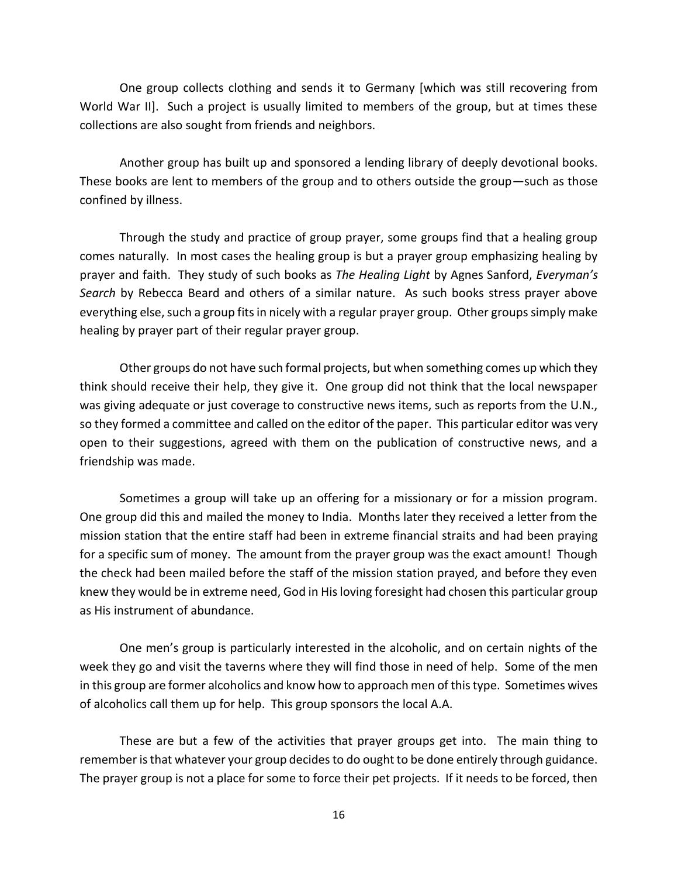One group collects clothing and sends it to Germany [which was still recovering from World War II]. Such a project is usually limited to members of the group, but at times these collections are also sought from friends and neighbors.

Another group has built up and sponsored a lending library of deeply devotional books. These books are lent to members of the group and to others outside the group—such as those confined by illness.

Through the study and practice of group prayer, some groups find that a healing group comes naturally. In most cases the healing group is but a prayer group emphasizing healing by prayer and faith. They study of such books as *The Healing Light* by Agnes Sanford, *Everyman's Search* by Rebecca Beard and others of a similar nature. As such books stress prayer above everything else, such a group fits in nicely with a regular prayer group. Other groups simply make healing by prayer part of their regular prayer group.

Other groups do not have such formal projects, but when something comes up which they think should receive their help, they give it. One group did not think that the local newspaper was giving adequate or just coverage to constructive news items, such as reports from the U.N., so they formed a committee and called on the editor of the paper. This particular editor was very open to their suggestions, agreed with them on the publication of constructive news, and a friendship was made.

Sometimes a group will take up an offering for a missionary or for a mission program. One group did this and mailed the money to India. Months later they received a letter from the mission station that the entire staff had been in extreme financial straits and had been praying for a specific sum of money. The amount from the prayer group was the exact amount! Though the check had been mailed before the staff of the mission station prayed, and before they even knew they would be in extreme need, God in His loving foresight had chosen this particular group as His instrument of abundance.

One men's group is particularly interested in the alcoholic, and on certain nights of the week they go and visit the taverns where they will find those in need of help. Some of the men in this group are former alcoholics and know how to approach men of this type. Sometimes wives of alcoholics call them up for help. This group sponsors the local A.A.

These are but a few of the activities that prayer groups get into. The main thing to remember is that whatever your group decides to do ought to be done entirely through guidance. The prayer group is not a place for some to force their pet projects. If it needs to be forced, then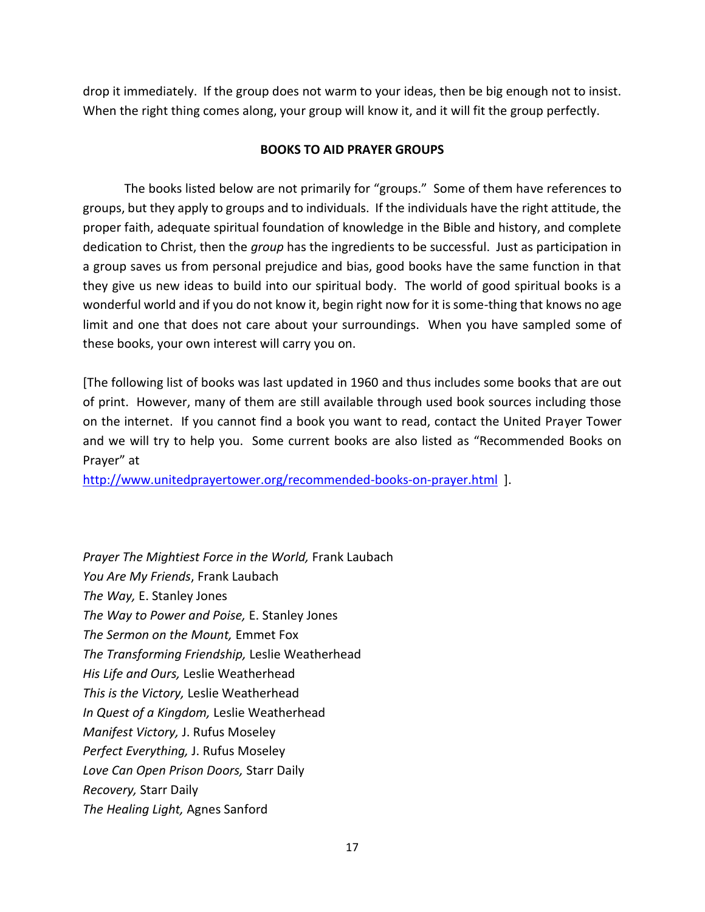drop it immediately. If the group does not warm to your ideas, then be big enough not to insist. When the right thing comes along, your group will know it, and it will fit the group perfectly.

**BOOKS TO AID PRAYER GROUPS**

The books listed below are not primarily for "groups." Some of them have references to groups, but they apply to groups and to individuals. If the individuals have the right attitude, the proper faith, adequate spiritual foundation of knowledge in the Bible and history, and complete dedication to Christ, then the *group* has the ingredients to be successful. Just as participation in a group saves us from personal prejudice and bias, good books have the same function in that they give us new ideas to build into our spiritual body. The world of good spiritual books is a wonderful world and if you do not know it, begin right now for it is some-thing that knows no age limit and one that does not care about your surroundings. When you have sampled some of these books, your own interest will carry you on.

[The following list of books was last updated in 1960 and thus includes some books that are out of print. However, many of them are still available through used book sources including those on the internet. If you cannot find a book you want to read, contact the United Prayer Tower and we will try to help you. Some current books are also listed as "Recommended Books on Prayer" at
http://www.unitedprayertower.org/recommended-books-on-prayer.html ].

*Prayer The Mightiest Force in the World,* Frank Laubach
*You Are My Friends*, Frank Laubach
*The Way,* E. Stanley Jones
*The Way to Power and Poise,* E. Stanley Jones
*The Sermon on the Mount,* Emmet Fox
*The Transforming Friendship,* Leslie Weatherhead
*His Life and Ours,* Leslie Weatherhead
*This is the Victory,* Leslie Weatherhead
*In Quest of a Kingdom,* Leslie Weatherhead
*Manifest Victory,* J. Rufus Moseley
*Perfect Everything,* J. Rufus Moseley
*Love Can Open Prison Doors,* Starr Daily
*Recovery,* Starr Daily
*The Healing Light,* Agnes Sanford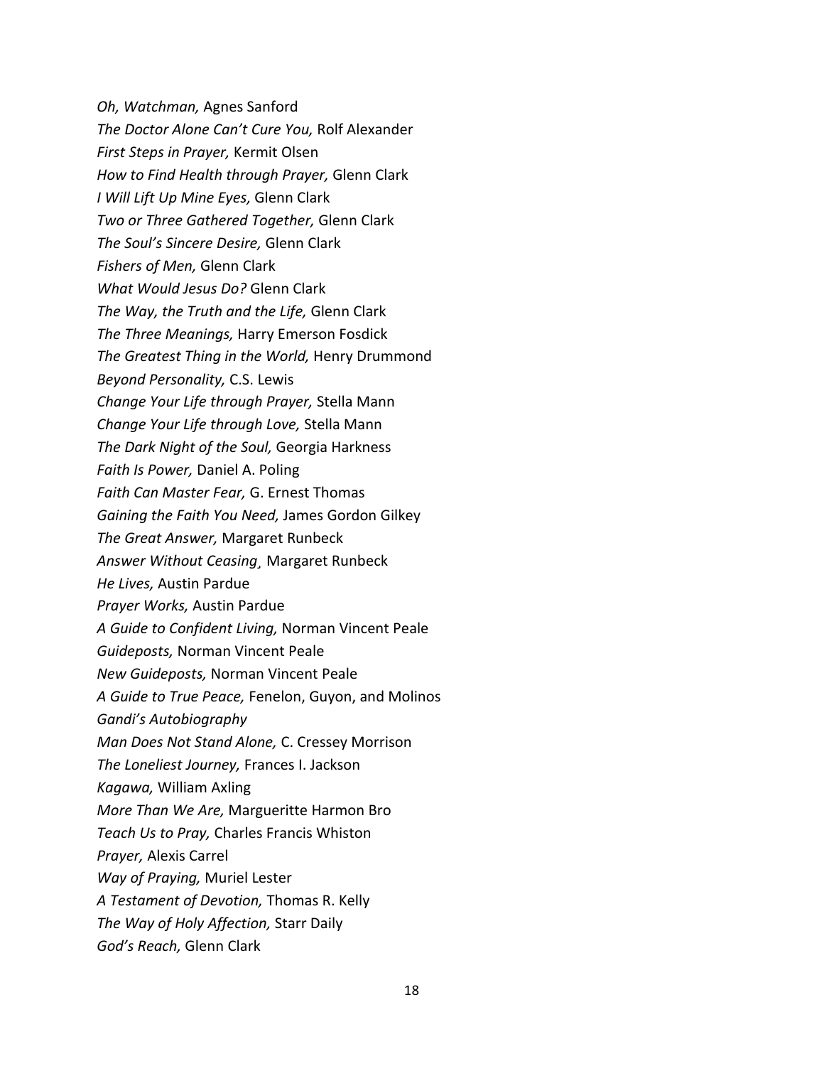*Oh, Watchman,* Agnes Sanford  
*The Doctor Alone Can't Cure You,* Rolf Alexander  
*First Steps in Prayer,* Kermit Olsen  
*How to Find Health through Prayer,* Glenn Clark  
*I Will Lift Up Mine Eyes,* Glenn Clark  
*Two or Three Gathered Together,* Glenn Clark  
*The Soul's Sincere Desire,* Glenn Clark  
*Fishers of Men,* Glenn Clark  
*What Would Jesus Do?* Glenn Clark  
*The Way, the Truth and the Life,* Glenn Clark  
*The Three Meanings,* Harry Emerson Fosdick  
*The Greatest Thing in the World,* Henry Drummond  
*Beyond Personality,* C.S. Lewis  
*Change Your Life through Prayer,* Stella Mann  
*Change Your Life through Love,* Stella Mann  
*The Dark Night of the Soul,* Georgia Harkness  
*Faith Is Power,* Daniel A. Poling  
*Faith Can Master Fear,* G. Ernest Thomas  
*Gaining the Faith You Need,* James Gordon Gilkey  
*The Great Answer,* Margaret Runbeck  
*Answer Without Ceasing*¸ Margaret Runbeck  
*He Lives,* Austin Pardue  
*Prayer Works,* Austin Pardue  
*A Guide to Confident Living,* Norman Vincent Peale  
*Guideposts,* Norman Vincent Peale  
*New Guideposts,* Norman Vincent Peale  
*A Guide to True Peace,* Fenelon, Guyon, and Molinos  
*Gandi's Autobiography*  
*Man Does Not Stand Alone,* C. Cressey Morrison  
*The Loneliest Journey,* Frances I. Jackson  
*Kagawa,* William Axling  
*More Than We Are,* Margueritte Harmon Bro  
*Teach Us to Pray,* Charles Francis Whiston  
*Prayer,* Alexis Carrel  
*Way of Praying,* Muriel Lester  
*A Testament of Devotion,* Thomas R. Kelly  
*The Way of Holy Affection,* Starr Daily  
*God's Reach,* Glenn Clark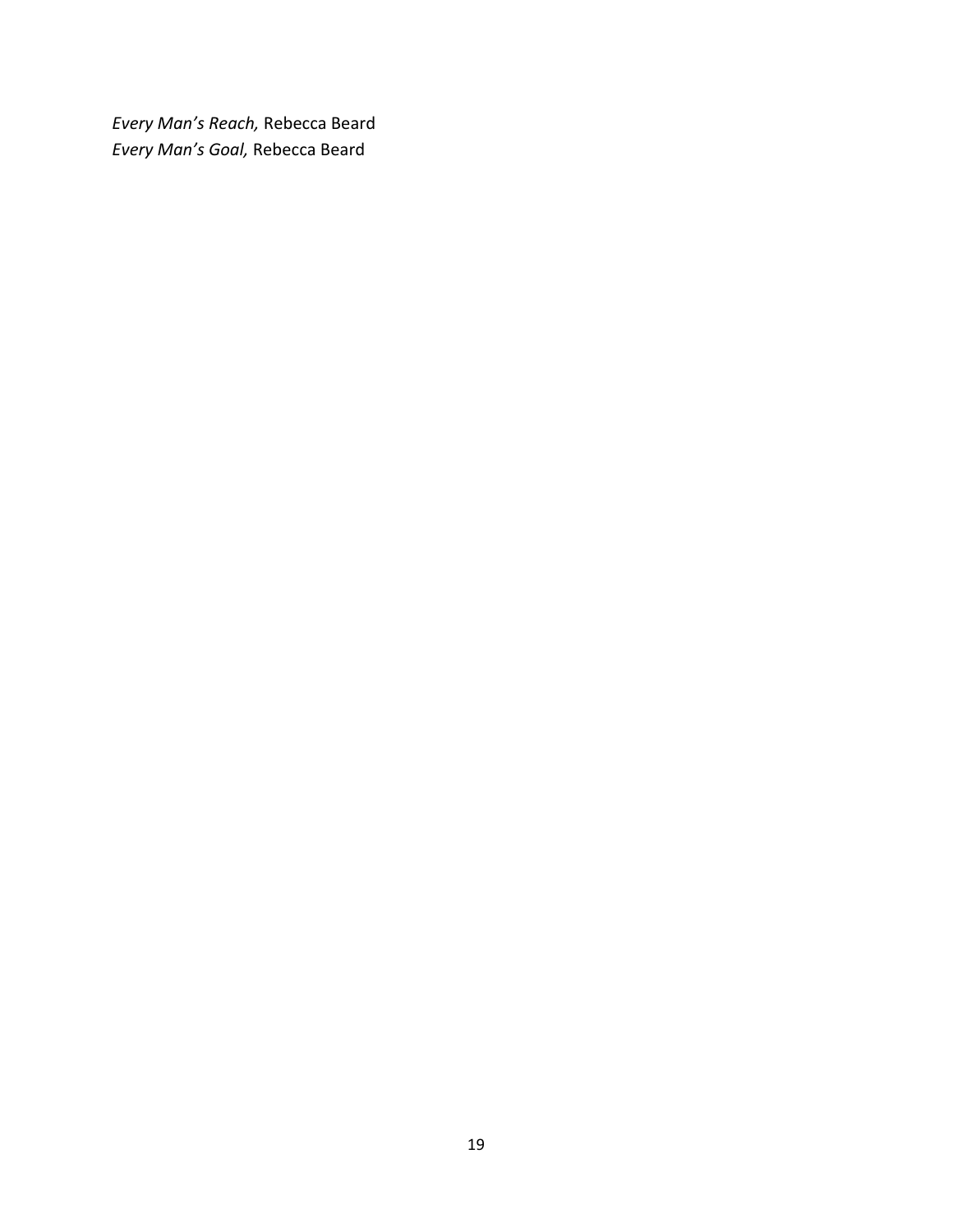*Every Man's Reach,* Rebecca Beard
*Every Man's Goal,* Rebecca Beard